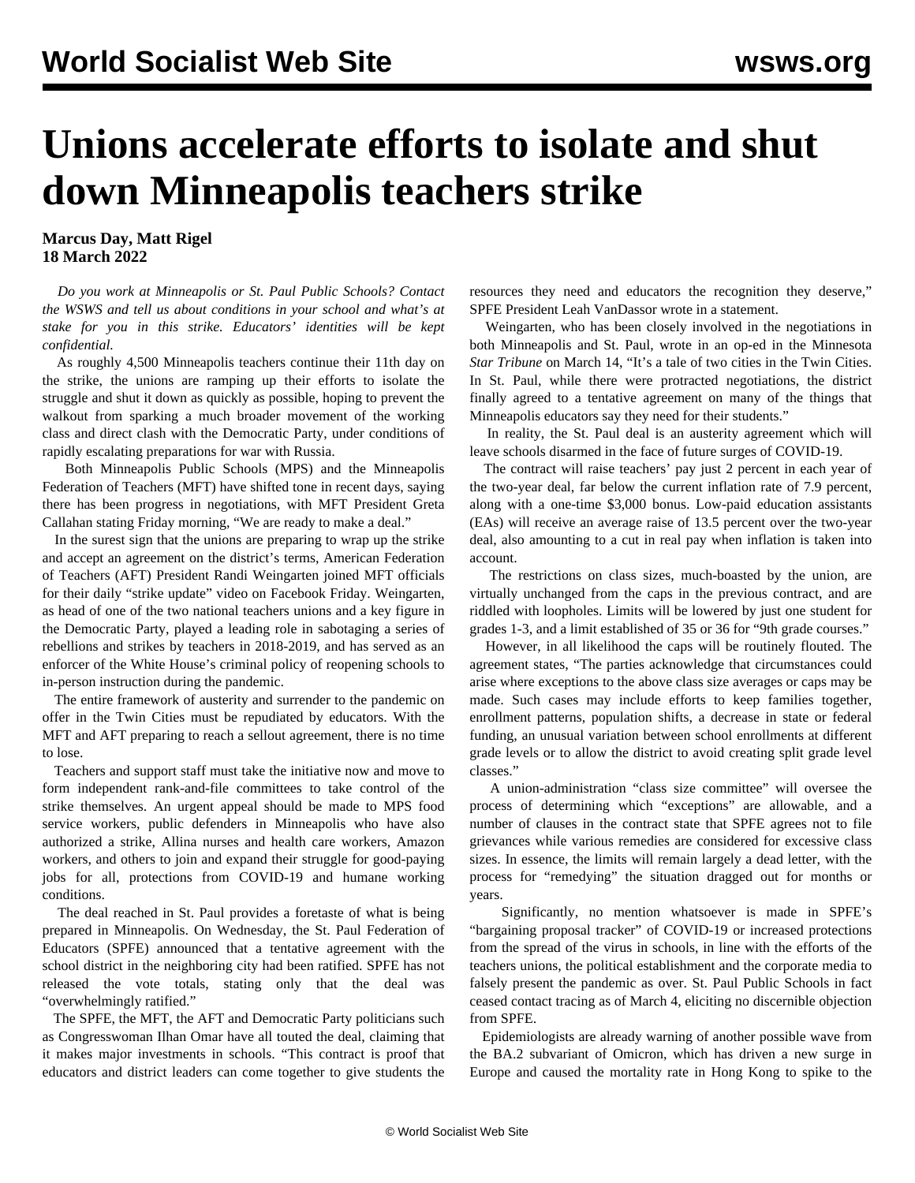# Unions accelerate efforts to isolate and shut down Minneapolis teachers strike

**Marcus Day, Matt Rigel**
**18 March 2022**

*Do you work at Minneapolis or St. Paul Public Schools? Contact the WSWS and tell us about conditions in your school and what's at stake for you in this strike. Educators' identities will be kept confidential.*

As roughly 4,500 Minneapolis teachers continue their 11th day on the strike, the unions are ramping up their efforts to isolate the struggle and shut it down as quickly as possible, hoping to prevent the walkout from sparking a much broader movement of the working class and direct clash with the Democratic Party, under conditions of rapidly escalating preparations for war with Russia.

Both Minneapolis Public Schools (MPS) and the Minneapolis Federation of Teachers (MFT) have shifted tone in recent days, saying there has been progress in negotiations, with MFT President Greta Callahan stating Friday morning, "We are ready to make a deal."

In the surest sign that the unions are preparing to wrap up the strike and accept an agreement on the district's terms, American Federation of Teachers (AFT) President Randi Weingarten joined MFT officials for their daily "strike update" video on Facebook Friday. Weingarten, as head of one of the two national teachers unions and a key figure in the Democratic Party, played a leading role in sabotaging a series of rebellions and strikes by teachers in 2018-2019, and has served as an enforcer of the White House's criminal policy of reopening schools to in-person instruction during the pandemic.

The entire framework of austerity and surrender to the pandemic on offer in the Twin Cities must be repudiated by educators. With the MFT and AFT preparing to reach a sellout agreement, there is no time to lose.

Teachers and support staff must take the initiative now and move to form independent rank-and-file committees to take control of the strike themselves. An urgent appeal should be made to MPS food service workers, public defenders in Minneapolis who have also authorized a strike, Allina nurses and health care workers, Amazon workers, and others to join and expand their struggle for good-paying jobs for all, protections from COVID-19 and humane working conditions.

The deal reached in St. Paul provides a foretaste of what is being prepared in Minneapolis. On Wednesday, the St. Paul Federation of Educators (SPFE) announced that a tentative agreement with the school district in the neighboring city had been ratified. SPFE has not released the vote totals, stating only that the deal was "overwhelmingly ratified."

The SPFE, the MFT, the AFT and Democratic Party politicians such as Congresswoman Ilhan Omar have all touted the deal, claiming that it makes major investments in schools. "This contract is proof that educators and district leaders can come together to give students the resources they need and educators the recognition they deserve," SPFE President Leah VanDassor wrote in a statement.

Weingarten, who has been closely involved in the negotiations in both Minneapolis and St. Paul, wrote in an op-ed in the Minnesota *Star Tribune* on March 14, "It's a tale of two cities in the Twin Cities. In St. Paul, while there were protracted negotiations, the district finally agreed to a tentative agreement on many of the things that Minneapolis educators say they need for their students."

In reality, the St. Paul deal is an austerity agreement which will leave schools disarmed in the face of future surges of COVID-19.

The contract will raise teachers' pay just 2 percent in each year of the two-year deal, far below the current inflation rate of 7.9 percent, along with a one-time $3,000 bonus. Low-paid education assistants (EAs) will receive an average raise of 13.5 percent over the two-year deal, also amounting to a cut in real pay when inflation is taken into account.

The restrictions on class sizes, much-boasted by the union, are virtually unchanged from the caps in the previous contract, and are riddled with loopholes. Limits will be lowered by just one student for grades 1-3, and a limit established of 35 or 36 for "9th grade courses."

However, in all likelihood the caps will be routinely flouted. The agreement states, "The parties acknowledge that circumstances could arise where exceptions to the above class size averages or caps may be made. Such cases may include efforts to keep families together, enrollment patterns, population shifts, a decrease in state or federal funding, an unusual variation between school enrollments at different grade levels or to allow the district to avoid creating split grade level classes."

A union-administration "class size committee" will oversee the process of determining which "exceptions" are allowable, and a number of clauses in the contract state that SPFE agrees not to file grievances while various remedies are considered for excessive class sizes. In essence, the limits will remain largely a dead letter, with the process for "remedying" the situation dragged out for months or years.

Significantly, no mention whatsoever is made in SPFE's "bargaining proposal tracker" of COVID-19 or increased protections from the spread of the virus in schools, in line with the efforts of the teachers unions, the political establishment and the corporate media to falsely present the pandemic as over. St. Paul Public Schools in fact ceased contact tracing as of March 4, eliciting no discernible objection from SPFE.

Epidemiologists are already warning of another possible wave from the BA.2 subvariant of Omicron, which has driven a new surge in Europe and caused the mortality rate in Hong Kong to spike to the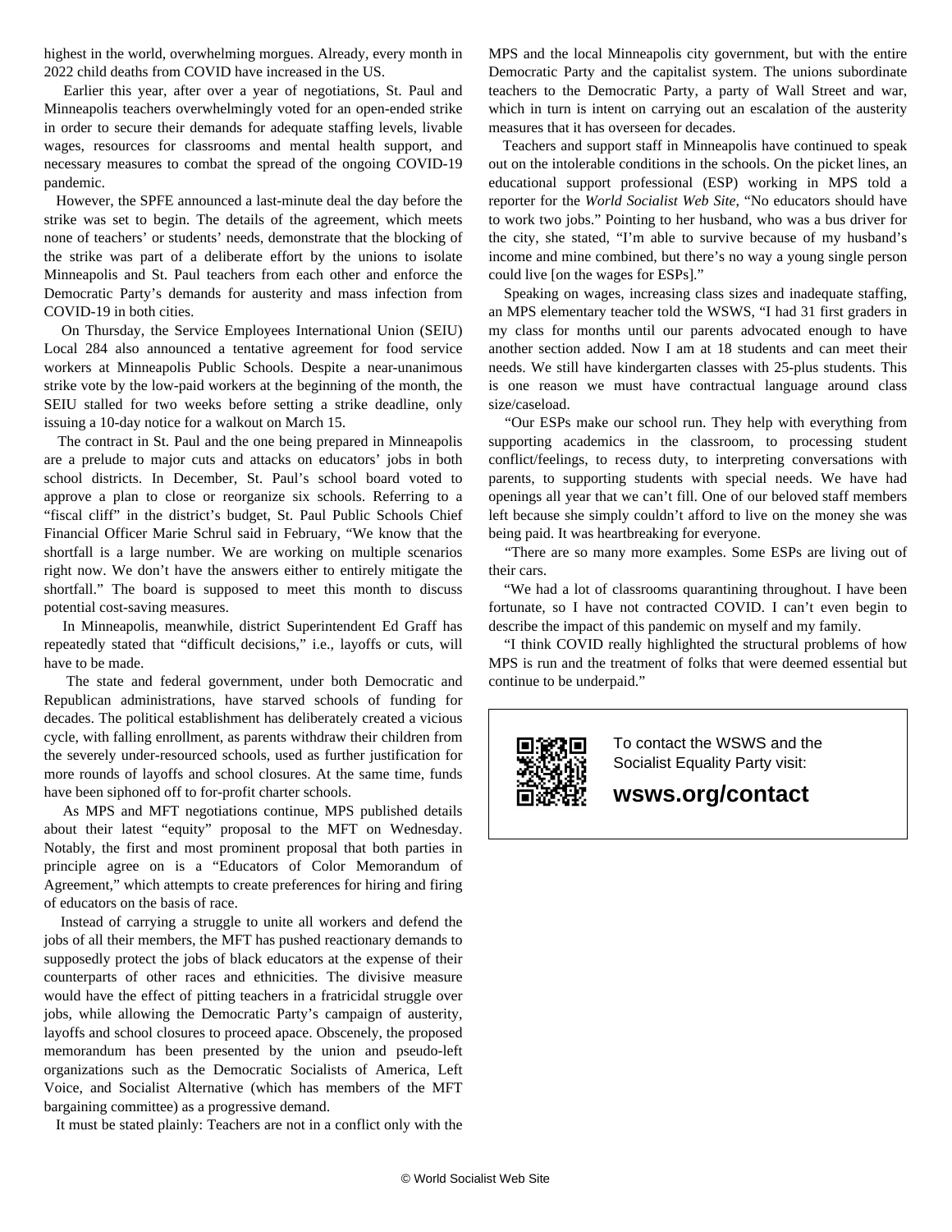highest in the world, overwhelming morgues. Already, every month in 2022 child deaths from COVID have increased in the US.

Earlier this year, after over a year of negotiations, St. Paul and Minneapolis teachers overwhelmingly voted for an open-ended strike in order to secure their demands for adequate staffing levels, livable wages, resources for classrooms and mental health support, and necessary measures to combat the spread of the ongoing COVID-19 pandemic.

However, the SPFE announced a last-minute deal the day before the strike was set to begin. The details of the agreement, which meets none of teachers' or students' needs, demonstrate that the blocking of the strike was part of a deliberate effort by the unions to isolate Minneapolis and St. Paul teachers from each other and enforce the Democratic Party's demands for austerity and mass infection from COVID-19 in both cities.

On Thursday, the Service Employees International Union (SEIU) Local 284 also announced a tentative agreement for food service workers at Minneapolis Public Schools. Despite a near-unanimous strike vote by the low-paid workers at the beginning of the month, the SEIU stalled for two weeks before setting a strike deadline, only issuing a 10-day notice for a walkout on March 15.

The contract in St. Paul and the one being prepared in Minneapolis are a prelude to major cuts and attacks on educators' jobs in both school districts. In December, St. Paul's school board voted to approve a plan to close or reorganize six schools. Referring to a "fiscal cliff" in the district's budget, St. Paul Public Schools Chief Financial Officer Marie Schrul said in February, "We know that the shortfall is a large number. We are working on multiple scenarios right now. We don't have the answers either to entirely mitigate the shortfall." The board is supposed to meet this month to discuss potential cost-saving measures.

In Minneapolis, meanwhile, district Superintendent Ed Graff has repeatedly stated that "difficult decisions," i.e., layoffs or cuts, will have to be made.

The state and federal government, under both Democratic and Republican administrations, have starved schools of funding for decades. The political establishment has deliberately created a vicious cycle, with falling enrollment, as parents withdraw their children from the severely under-resourced schools, used as further justification for more rounds of layoffs and school closures. At the same time, funds have been siphoned off to for-profit charter schools.

As MPS and MFT negotiations continue, MPS published details about their latest "equity" proposal to the MFT on Wednesday. Notably, the first and most prominent proposal that both parties in principle agree on is a "Educators of Color Memorandum of Agreement," which attempts to create preferences for hiring and firing of educators on the basis of race.

Instead of carrying a struggle to unite all workers and defend the jobs of all their members, the MFT has pushed reactionary demands to supposedly protect the jobs of black educators at the expense of their counterparts of other races and ethnicities. The divisive measure would have the effect of pitting teachers in a fratricidal struggle over jobs, while allowing the Democratic Party's campaign of austerity, layoffs and school closures to proceed apace. Obscenely, the proposed memorandum has been presented by the union and pseudo-left organizations such as the Democratic Socialists of America, Left Voice, and Socialist Alternative (which has members of the MFT bargaining committee) as a progressive demand.

It must be stated plainly: Teachers are not in a conflict only with the MPS and the local Minneapolis city government, but with the entire Democratic Party and the capitalist system. The unions subordinate teachers to the Democratic Party, a party of Wall Street and war, which in turn is intent on carrying out an escalation of the austerity measures that it has overseen for decades.

Teachers and support staff in Minneapolis have continued to speak out on the intolerable conditions in the schools. On the picket lines, an educational support professional (ESP) working in MPS told a reporter for the *World Socialist Web Site*, "No educators should have to work two jobs." Pointing to her husband, who was a bus driver for the city, she stated, "I'm able to survive because of my husband's income and mine combined, but there's no way a young single person could live [on the wages for ESPs]."

Speaking on wages, increasing class sizes and inadequate staffing, an MPS elementary teacher told the WSWS, "I had 31 first graders in my class for months until our parents advocated enough to have another section added. Now I am at 18 students and can meet their needs. We still have kindergarten classes with 25-plus students. This is one reason we must have contractual language around class size/caseload.

"Our ESPs make our school run. They help with everything from supporting academics in the classroom, to processing student conflict/feelings, to recess duty, to interpreting conversations with parents, to supporting students with special needs. We have had openings all year that we can't fill. One of our beloved staff members left because she simply couldn't afford to live on the money she was being paid. It was heartbreaking for everyone.

"There are so many more examples. Some ESPs are living out of their cars.

"We had a lot of classrooms quarantining throughout. I have been fortunate, so I have not contracted COVID. I can't even begin to describe the impact of this pandemic on myself and my family.

"I think COVID really highlighted the structural problems of how MPS is run and the treatment of folks that were deemed essential but continue to be underpaid."

To contact the WSWS and the Socialist Equality Party visit:

**wsws.org/contact**